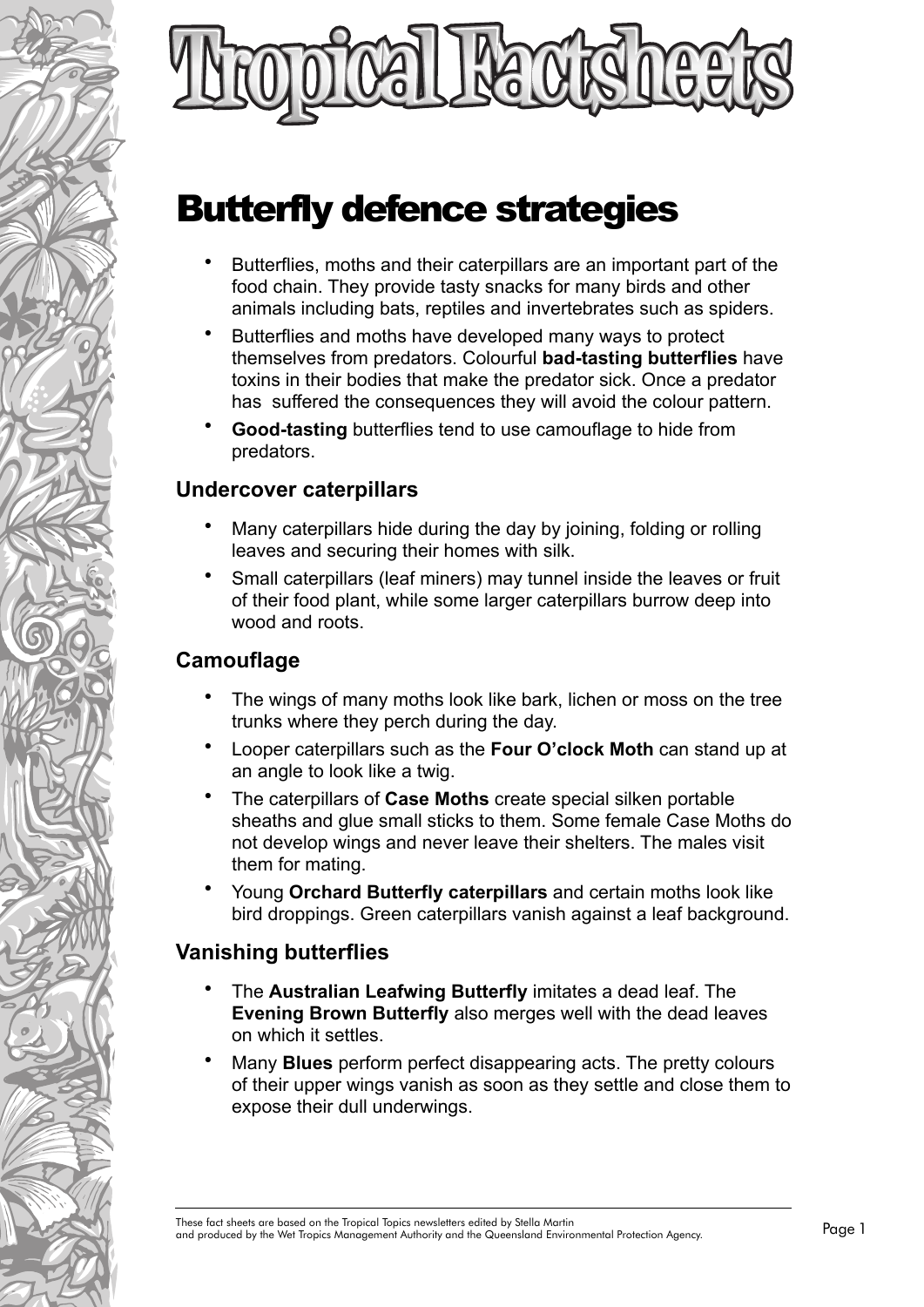# Tropical Factsheets

## Butterfly defence strategies

- Butterflies, moths and their caterpillars are an important part of the food chain. They provide tasty snacks for many birds and other animals including bats, reptiles and invertebrates such as spiders.
- Butterflies and moths have developed many ways to protect themselves from predators. Colourful **bad-tasting butterflies** have toxins in their bodies that make the predator sick. Once a predator has suffered the consequences they will avoid the colour pattern.
- **Good-tasting** butterflies tend to use camouflage to hide from predators.

### Undercover caterpillars

- Many caterpillars hide during the day by joining, folding or rolling leaves and securing their homes with silk.
- Small caterpillars (leaf miners) may tunnel inside the leaves or fruit of their food plant, while some larger caterpillars burrow deep into wood and roots.

### Camouflage

- The wings of many moths look like bark, lichen or moss on the tree trunks where they perch during the day.
- Looper caterpillars such as the **Four O'clock Moth** can stand up at an angle to look like a twig.
- The caterpillars of **Case Moths** create special silken portable sheaths and glue small sticks to them. Some female Case Moths do not develop wings and never leave their shelters. The males visit them for mating.
- Young **Orchard Butterfly caterpillars** and certain moths look like bird droppings. Green caterpillars vanish against a leaf background.

### Vanishing butterflies

- The **Australian Leafwing Butterfly** imitates a dead leaf. The **Evening Brown Butterfly** also merges well with the dead leaves on which it settles.
- Many **Blues** perform perfect disappearing acts. The pretty colours of their upper wings vanish as soon as they settle and close them to expose their dull underwings.

These fact sheets are based on the Tropical Topics newsletters edited by Stella Martin and produced by the Wet Tropics Management Authority and the Queensland Environmental Protection Agency.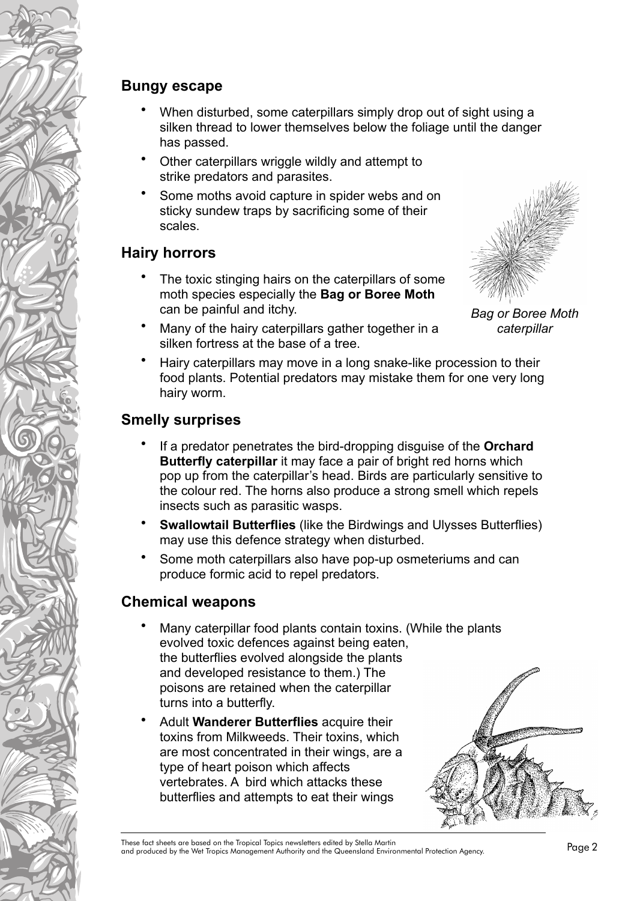## Bungy escape

- When disturbed, some caterpillars simply drop out of sight using a silken thread to lower themselves below the foliage until the danger has passed.
- Other caterpillars wriggle wildly and attempt to strike predators and parasites.
- Some moths avoid capture in spider webs and on sticky sundew traps by sacrificing some of their scales.

## Hairy horrors

- The toxic stinging hairs on the caterpillars of some moth species especially the **Bag or Boree Moth** can be painful and itchy.
- Many of the hairy caterpillars gather together in a silken fortress at the base of a tree.
- Hairy caterpillars may move in a long snake-like procession to their food plants. Potential predators may mistake them for one very long hairy worm.

*Bag or Boree Moth caterpillar*

## Smelly surprises

- If a predator penetrates the bird-dropping disguise of the **Orchard Butterfly caterpillar** it may face a pair of bright red horns which pop up from the caterpillar's head. Birds are particularly sensitive to the colour red. The horns also produce a strong smell which repels insects such as parasitic wasps.
- **Swallowtail Butterflies** (like the Birdwings and Ulysses Butterflies) may use this defence strategy when disturbed.
- Some moth caterpillars also have pop-up osmeteriums and can produce formic acid to repel predators.

## Chemical weapons

- Many caterpillar food plants contain toxins. (While the plants evolved toxic defences against being eaten, the butterflies evolved alongside the plants and developed resistance to them.) The poisons are retained when the caterpillar turns into a butterfly.
- Adult **Wanderer Butterflies** acquire their toxins from Milkweeds. Their toxins, which are most concentrated in their wings, are a type of heart poison which affects vertebrates. A bird which attacks these butterflies and attempts to eat their wings

These fact sheets are based on the Tropical Topics newsletters edited by Stella Martin and produced by the Wet Tropics Management Authority and the Queensland Environmental Protection Agency.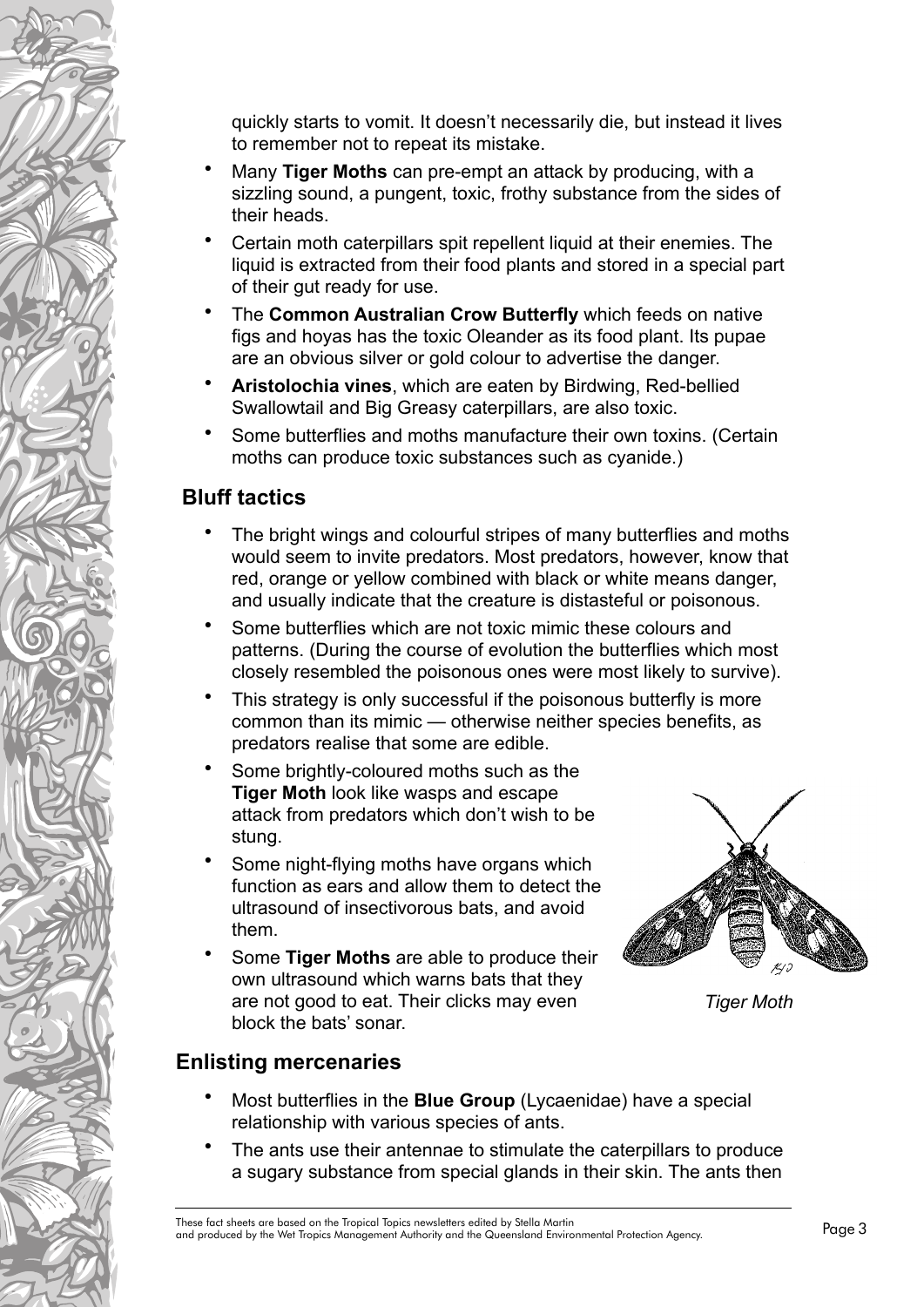quickly starts to vomit. It doesn't necessarily die, but instead it lives to remember not to repeat its mistake.

- Many **Tiger Moths** can pre-empt an attack by producing, with a sizzling sound, a pungent, toxic, frothy substance from the sides of their heads.
- Certain moth caterpillars spit repellent liquid at their enemies. The liquid is extracted from their food plants and stored in a special part of their gut ready for use.
- The **Common Australian Crow Butterfly** which feeds on native figs and hoyas has the toxic Oleander as its food plant. Its pupae are an obvious silver or gold colour to advertise the danger.
- **Aristolochia vines**, which are eaten by Birdwing, Red-bellied Swallowtail and Big Greasy caterpillars, are also toxic.
- Some butterflies and moths manufacture their own toxins. (Certain moths can produce toxic substances such as cyanide.)

## Bluff tactics

- The bright wings and colourful stripes of many butterflies and moths would seem to invite predators. Most predators, however, know that red, orange or yellow combined with black or white means danger, and usually indicate that the creature is distasteful or poisonous.
- Some butterflies which are not toxic mimic these colours and patterns. (During the course of evolution the butterflies which most closely resembled the poisonous ones were most likely to survive).
- This strategy is only successful if the poisonous butterfly is more common than its mimic — otherwise neither species benefits, as predators realise that some are edible.
- Some brightly-coloured moths such as the **Tiger Moth** look like wasps and escape attack from predators which don't wish to be stung.
- Some night-flying moths have organs which function as ears and allow them to detect the ultrasound of insectivorous bats, and avoid them.
- Some **Tiger Moths** are able to produce their own ultrasound which warns bats that they are not good to eat. Their clicks may even block the bats' sonar.

*Tiger Moth*

## Enlisting mercenaries

- Most butterflies in the **Blue Group** (Lycaenidae) have a special relationship with various species of ants.
- The ants use their antennae to stimulate the caterpillars to produce a sugary substance from special glands in their skin. The ants then

These fact sheets are based on the Tropical Topics newsletters edited by Stella Martin and produced by the Wet Tropics Management Authority and the Queensland Environmental Protection Agency.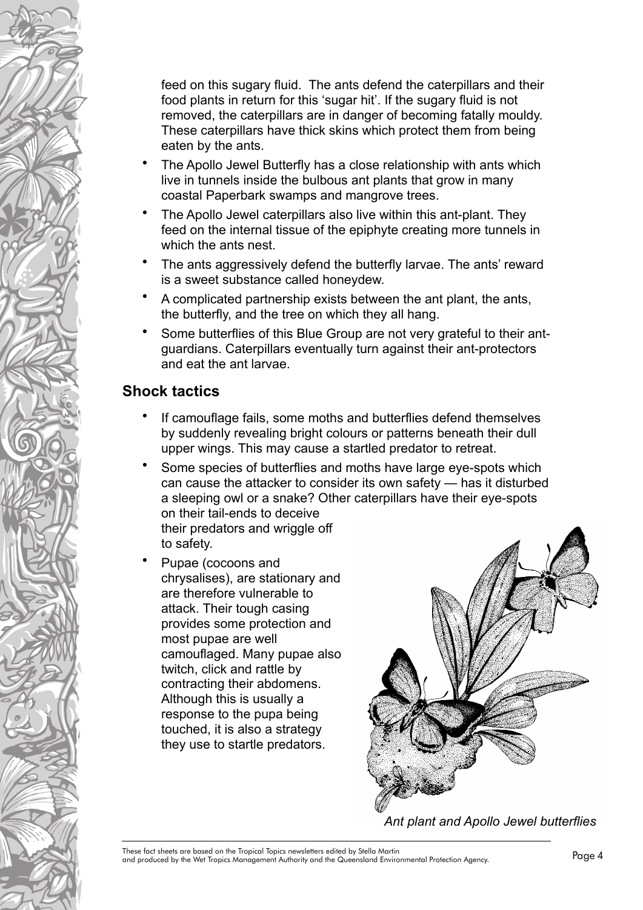feed on this sugary fluid. The ants defend the caterpillars and their food plants in return for this 'sugar hit'. If the sugary fluid is not removed, the caterpillars are in danger of becoming fatally mouldy. These caterpillars have thick skins which protect them from being eaten by the ants.

- The Apollo Jewel Butterfly has a close relationship with ants which live in tunnels inside the bulbous ant plants that grow in many coastal Paperbark swamps and mangrove trees.
- The Apollo Jewel caterpillars also live within this ant-plant. They feed on the internal tissue of the epiphyte creating more tunnels in which the ants nest.
- The ants aggressively defend the butterfly larvae. The ants' reward is a sweet substance called honeydew.
- A complicated partnership exists between the ant plant, the ants, the butterfly, and the tree on which they all hang.
- Some butterflies of this Blue Group are not very grateful to their ant-guardians. Caterpillars eventually turn against their ant-protectors and eat the ant larvae.

## Shock tactics

- If camouflage fails, some moths and butterflies defend themselves by suddenly revealing bright colours or patterns beneath their dull upper wings. This may cause a startled predator to retreat.
- Some species of butterflies and moths have large eye-spots which can cause the attacker to consider its own safety — has it disturbed a sleeping owl or a snake? Other caterpillars have their eye-spots on their tail-ends to deceive their predators and wriggle off to safety.
- Pupae (cocoons and chrysalises), are stationary and are therefore vulnerable to attack. Their tough casing provides some protection and most pupae are well camouflaged. Many pupae also twitch, click and rattle by contracting their abdomens. Although this is usually a response to the pupa being touched, it is also a strategy they use to startle predators.

*Ant plant and Apollo Jewel butterflies*

These fact sheets are based on the Tropical Topics newsletters edited by Stella Martin and produced by the Wet Tropics Management Authority and the Queensland Environmental Protection Agency.